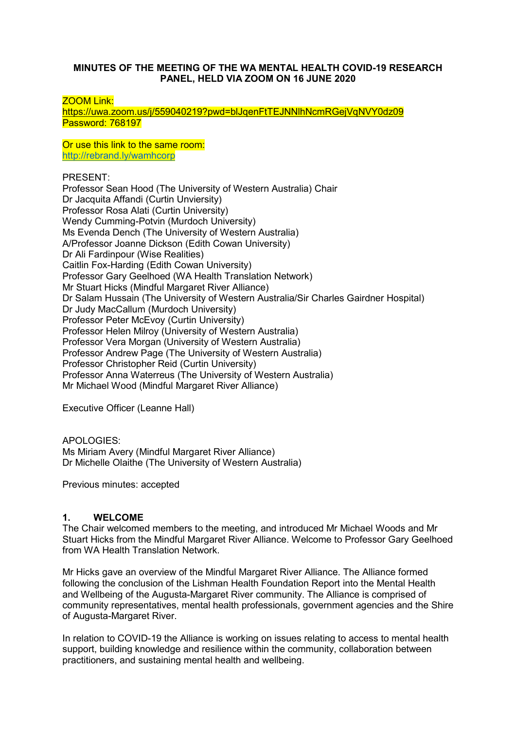**MINUTES OF THE MEETING OF THE WA MENTAL HEALTH COVID-19 RESEARCH PANEL, HELD VIA ZOOM ON 16 JUNE 2020**

ZOOM Link:
https://uwa.zoom.us/j/559040219?pwd=blJqenFtTEJNNlhNcmRGejVqNVY0dz09
Password: 768197

Or use this link to the same room:
http://rebrand.ly/wamhcorp

PRESENT:
Professor Sean Hood (The University of Western Australia) Chair
Dr Jacquita Affandi (Curtin Unviersity)
Professor Rosa Alati (Curtin University)
Wendy Cumming-Potvin (Murdoch University)
Ms Evenda Dench (The University of Western Australia)
A/Professor Joanne Dickson (Edith Cowan University)
Dr Ali Fardinpour (Wise Realities)
Caitlin Fox-Harding (Edith Cowan University)
Professor Gary Geelhoed (WA Health Translation Network)
Mr Stuart Hicks (Mindful Margaret River Alliance)
Dr Salam Hussain (The University of Western Australia/Sir Charles Gairdner Hospital)
Dr Judy MacCallum (Murdoch University)
Professor Peter McEvoy (Curtin University)
Professor Helen Milroy (University of Western Australia)
Professor Vera Morgan (University of Western Australia)
Professor Andrew Page (The University of Western Australia)
Professor Christopher Reid (Curtin University)
Professor Anna Waterreus (The University of Western Australia)
Mr Michael Wood (Mindful Margaret River Alliance)

Executive Officer (Leanne Hall)

APOLOGIES:
Ms Miriam Avery (Mindful Margaret River Alliance)
Dr Michelle Olaithe (The University of Western Australia)

Previous minutes: accepted

## 1. WELCOME

The Chair welcomed members to the meeting, and introduced Mr Michael Woods and Mr Stuart Hicks from the Mindful Margaret River Alliance. Welcome to Professor Gary Geelhoed from WA Health Translation Network.

Mr Hicks gave an overview of the Mindful Margaret River Alliance. The Alliance formed following the conclusion of the Lishman Health Foundation Report into the Mental Health and Wellbeing of the Augusta-Margaret River community. The Alliance is comprised of community representatives, mental health professionals, government agencies and the Shire of Augusta-Margaret River.

In relation to COVID-19 the Alliance is working on issues relating to access to mental health support, building knowledge and resilience within the community, collaboration between practitioners, and sustaining mental health and wellbeing.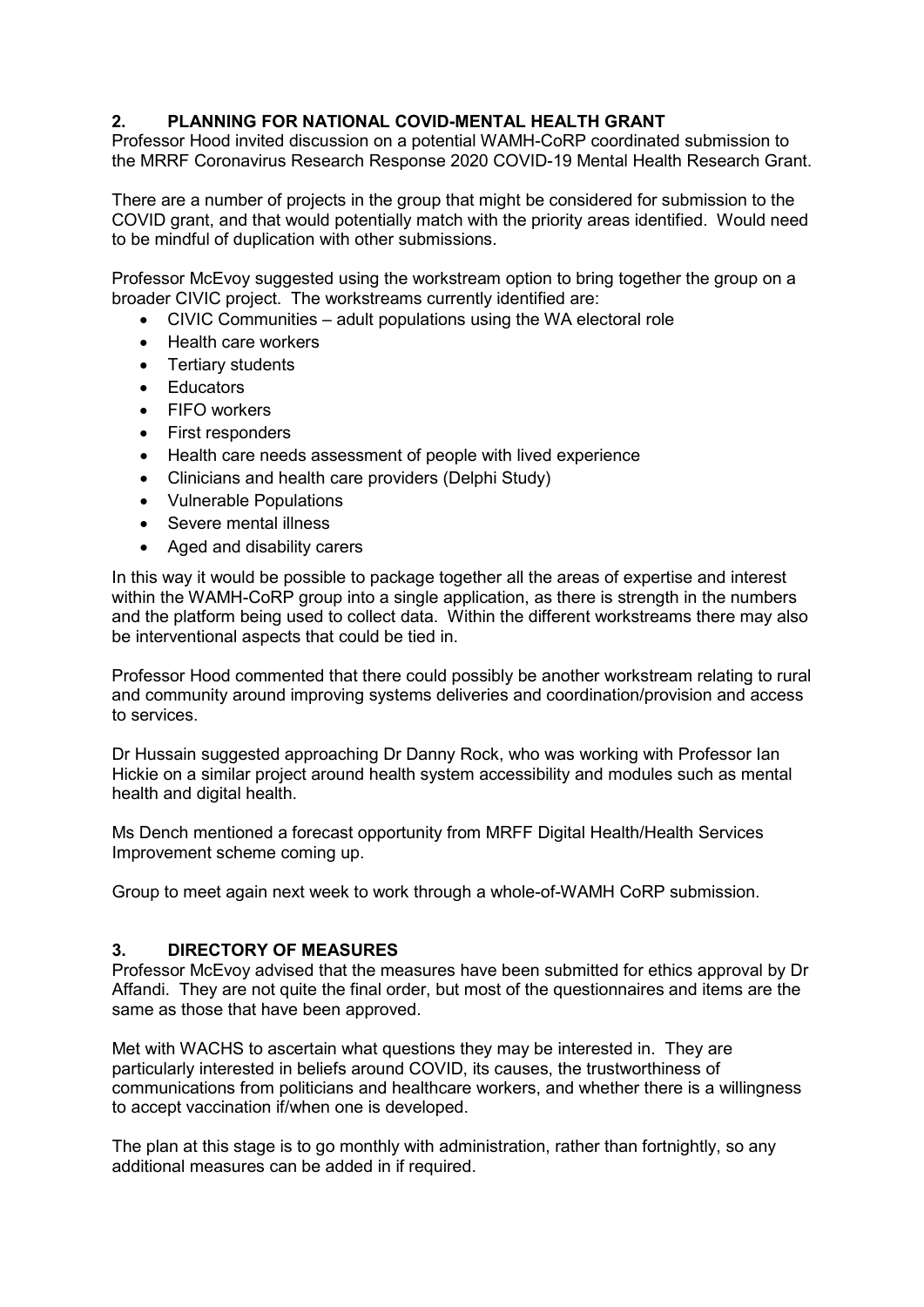## 2. PLANNING FOR NATIONAL COVID-MENTAL HEALTH GRANT

Professor Hood invited discussion on a potential WAMH-CoRP coordinated submission to the MRRF Coronavirus Research Response 2020 COVID-19 Mental Health Research Grant.

There are a number of projects in the group that might be considered for submission to the COVID grant, and that would potentially match with the priority areas identified. Would need to be mindful of duplication with other submissions.

Professor McEvoy suggested using the workstream option to bring together the group on a broader CIVIC project. The workstreams currently identified are:

- CIVIC Communities – adult populations using the WA electoral role
- Health care workers
- Tertiary students
- Educators
- FIFO workers
- First responders
- Health care needs assessment of people with lived experience
- Clinicians and health care providers (Delphi Study)
- Vulnerable Populations
- Severe mental illness
- Aged and disability carers

In this way it would be possible to package together all the areas of expertise and interest within the WAMH-CoRP group into a single application, as there is strength in the numbers and the platform being used to collect data. Within the different workstreams there may also be interventional aspects that could be tied in.

Professor Hood commented that there could possibly be another workstream relating to rural and community around improving systems deliveries and coordination/provision and access to services.

Dr Hussain suggested approaching Dr Danny Rock, who was working with Professor Ian Hickie on a similar project around health system accessibility and modules such as mental health and digital health.

Ms Dench mentioned a forecast opportunity from MRFF Digital Health/Health Services Improvement scheme coming up.

Group to meet again next week to work through a whole-of-WAMH CoRP submission.

## 3. DIRECTORY OF MEASURES

Professor McEvoy advised that the measures have been submitted for ethics approval by Dr Affandi. They are not quite the final order, but most of the questionnaires and items are the same as those that have been approved.

Met with WACHS to ascertain what questions they may be interested in. They are particularly interested in beliefs around COVID, its causes, the trustworthiness of communications from politicians and healthcare workers, and whether there is a willingness to accept vaccination if/when one is developed.

The plan at this stage is to go monthly with administration, rather than fortnightly, so any additional measures can be added in if required.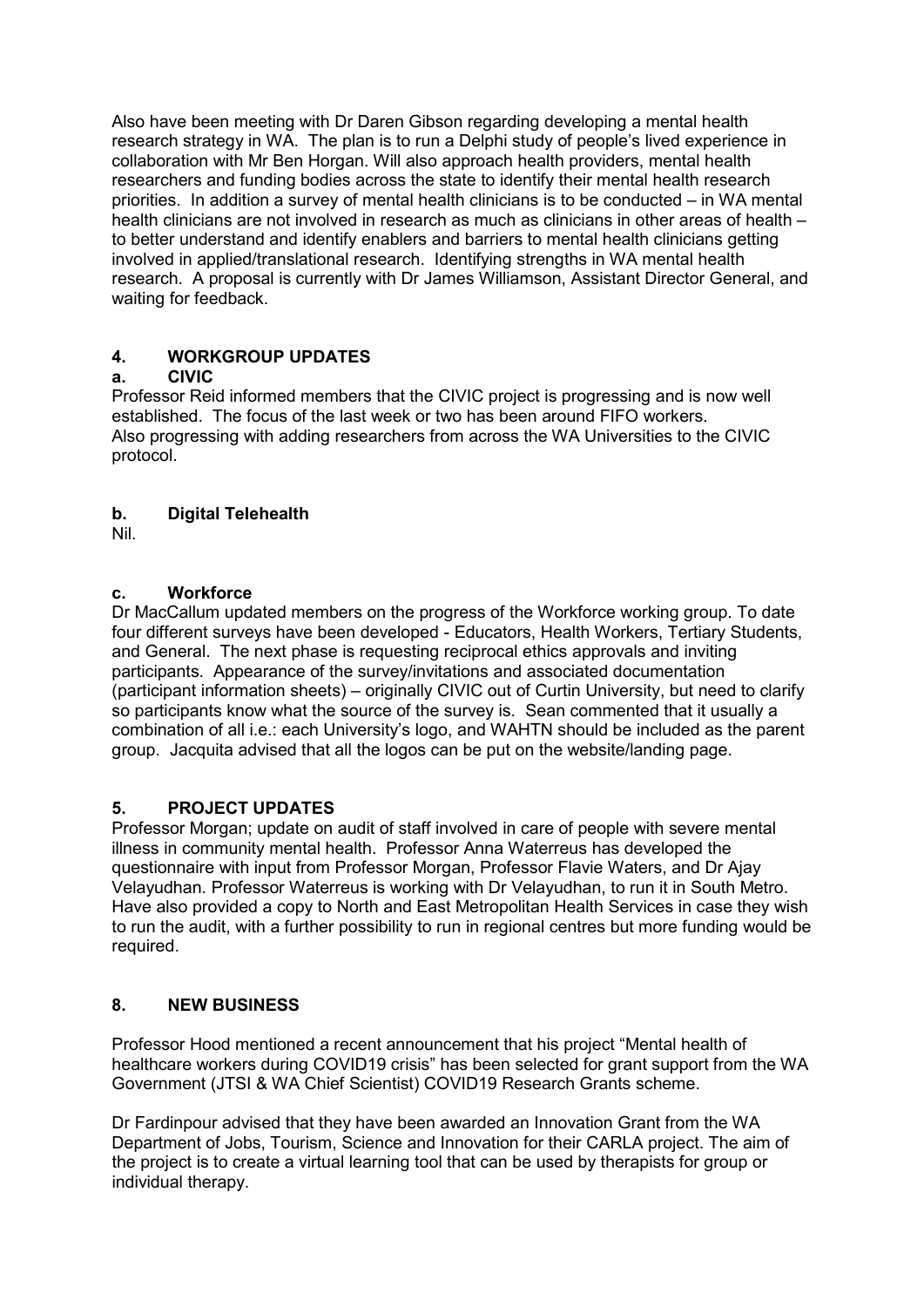Also have been meeting with Dr Daren Gibson regarding developing a mental health research strategy in WA. The plan is to run a Delphi study of people's lived experience in collaboration with Mr Ben Horgan. Will also approach health providers, mental health researchers and funding bodies across the state to identify their mental health research priorities. In addition a survey of mental health clinicians is to be conducted – in WA mental health clinicians are not involved in research as much as clinicians in other areas of health – to better understand and identify enablers and barriers to mental health clinicians getting involved in applied/translational research. Identifying strengths in WA mental health research. A proposal is currently with Dr James Williamson, Assistant Director General, and waiting for feedback.

## 4. WORKGROUP UPDATES

### a. CIVIC

Professor Reid informed members that the CIVIC project is progressing and is now well established. The focus of the last week or two has been around FIFO workers.
Also progressing with adding researchers from across the WA Universities to the CIVIC protocol.

### b. Digital Telehealth

Nil.

### c. Workforce

Dr MacCallum updated members on the progress of the Workforce working group. To date four different surveys have been developed - Educators, Health Workers, Tertiary Students, and General. The next phase is requesting reciprocal ethics approvals and inviting participants. Appearance of the survey/invitations and associated documentation (participant information sheets) – originally CIVIC out of Curtin University, but need to clarify so participants know what the source of the survey is. Sean commented that it usually a combination of all i.e.: each University's logo, and WAHTN should be included as the parent group. Jacquita advised that all the logos can be put on the website/landing page.

## 5. PROJECT UPDATES

Professor Morgan; update on audit of staff involved in care of people with severe mental illness in community mental health. Professor Anna Waterreus has developed the questionnaire with input from Professor Morgan, Professor Flavie Waters, and Dr Ajay Velayudhan. Professor Waterreus is working with Dr Velayudhan, to run it in South Metro. Have also provided a copy to North and East Metropolitan Health Services in case they wish to run the audit, with a further possibility to run in regional centres but more funding would be required.

## 8. NEW BUSINESS

Professor Hood mentioned a recent announcement that his project "Mental health of healthcare workers during COVID19 crisis" has been selected for grant support from the WA Government (JTSI & WA Chief Scientist) COVID19 Research Grants scheme.

Dr Fardinpour advised that they have been awarded an Innovation Grant from the WA Department of Jobs, Tourism, Science and Innovation for their CARLA project. The aim of the project is to create a virtual learning tool that can be used by therapists for group or individual therapy.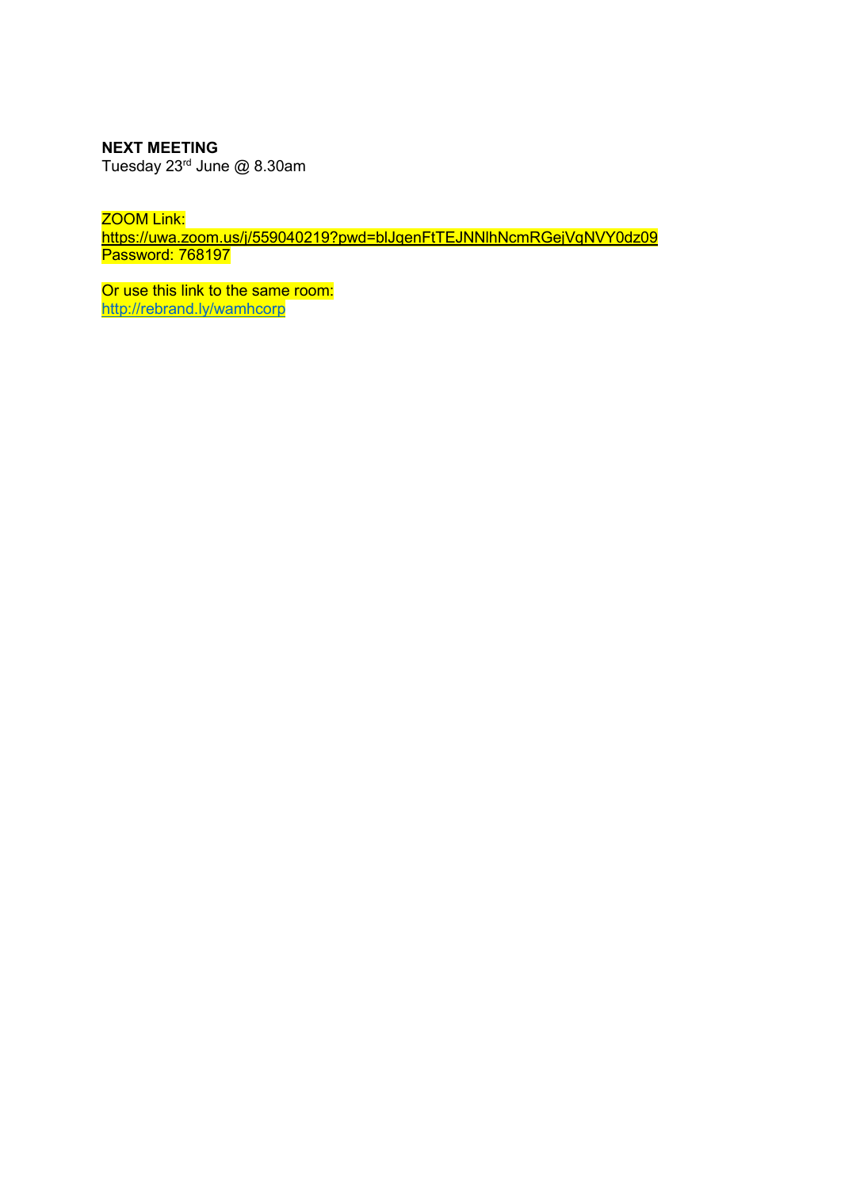**NEXT MEETING**
Tuesday 23rd June @ 8.30am

ZOOM Link:
https://uwa.zoom.us/j/559040219?pwd=blJqenFtTEJNNlhNcmRGejVqNVY0dz09
Password: 768197

Or use this link to the same room:
http://rebrand.ly/wamhcorp